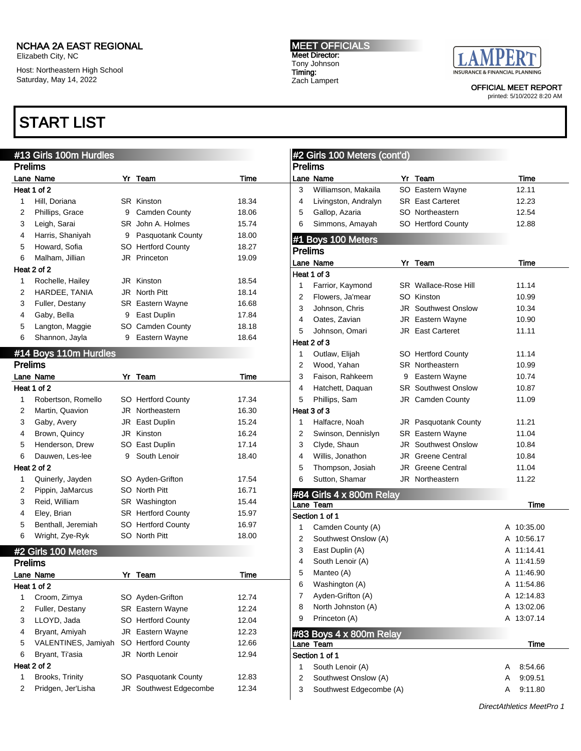NCHAA 2A EAST REGIONAL
Elizabeth City, NC

Host: Northeastern High School
Saturday, May 14, 2022

**MEET OFFICIALS**
Meet Director:
Tony Johnson
Timing:
Zach Lampert

OFFICIAL MEET REPORT
printed: 5/10/2022 8:20 AM

# START LIST

## #13 Girls 100m Hurdles

### Prelims

| Lane | Name | Yr | Team | Time |
|---|---|---|---|---|
| **Heat 1 of 2** | | | | |
| 1 | Hill, Doriana | SR | Kinston | 18.34 |
| 2 | Phillips, Grace | 9 | Camden County | 18.06 |
| 3 | Leigh, Sarai | SR | John A. Holmes | 15.74 |
| 4 | Harris, Shaniyah | 9 | Pasquotank County | 18.00 |
| 5 | Howard, Sofia | SO | Hertford County | 18.27 |
| 6 | Malham, Jillian | JR | Princeton | 19.09 |
| **Heat 2 of 2** | | | | |
| 1 | Rochelle, Hailey | JR | Kinston | 18.54 |
| 2 | HARDEE, TANIA | JR | North Pitt | 18.14 |
| 3 | Fuller, Destany | SR | Eastern Wayne | 16.68 |
| 4 | Gaby, Bella | 9 | East Duplin | 17.84 |
| 5 | Langton, Maggie | SO | Camden County | 18.18 |
| 6 | Shannon, Jayla | 9 | Eastern Wayne | 18.64 |

## #14 Boys 110m Hurdles

### Prelims

| Lane | Name | Yr | Team | Time |
|---|---|---|---|---|
| **Heat 1 of 2** | | | | |
| 1 | Robertson, Romello | SO | Hertford County | 17.34 |
| 2 | Martin, Quavion | JR | Northeastern | 16.30 |
| 3 | Gaby, Avery | JR | East Duplin | 15.24 |
| 4 | Brown, Quincy | JR | Kinston | 16.24 |
| 5 | Henderson, Drew | SO | East Duplin | 17.14 |
| 6 | Dauwen, Les-lee | 9 | South Lenoir | 18.40 |
| **Heat 2 of 2** | | | | |
| 1 | Quinerly, Jayden | SO | Ayden-Grifton | 17.54 |
| 2 | Pippin, JaMarcus | SO | North Pitt | 16.71 |
| 3 | Reid, William | SR | Washington | 15.44 |
| 4 | Eley, Brian | SR | Hertford County | 15.97 |
| 5 | Benthall, Jeremiah | SO | Hertford County | 16.97 |
| 6 | Wright, Zye-Ryk | SO | North Pitt | 18.00 |

## #2 Girls 100 Meters

### Prelims

| Lane | Name | Yr | Team | Time |
|---|---|---|---|---|
| **Heat 1 of 2** | | | | |
| 1 | Croom, Zimya | SO | Ayden-Grifton | 12.74 |
| 2 | Fuller, Destany | SR | Eastern Wayne | 12.24 |
| 3 | LLOYD, Jada | SO | Hertford County | 12.04 |
| 4 | Bryant, Amiyah | JR | Eastern Wayne | 12.23 |
| 5 | VALENTINES, Jamiyah | SO | Hertford County | 12.66 |
| 6 | Bryant, Ti'asia | JR | North Lenoir | 12.94 |
| **Heat 2 of 2** | | | | |
| 1 | Brooks, Trinity | SO | Pasquotank County | 12.83 |
| 2 | Pridgen, Jer'Lisha | JR | Southwest Edgecombe | 12.34 |
| 3 | Williamson, Makaila | SO | Eastern Wayne | 12.11 |
| 4 | Livingston, Andralyn | SR | East Carteret | 12.23 |
| 5 | Gallop, Azaria | SO | Northeastern | 12.54 |
| 6 | Simmons, Amayah | SO | Hertford County | 12.88 |

## #1 Boys 100 Meters

### Prelims

| Lane | Name | Yr | Team | Time |
|---|---|---|---|---|
| **Heat 1 of 3** | | | | |
| 1 | Farrior, Kaymond | SR | Wallace-Rose Hill | 11.14 |
| 2 | Flowers, Ja'mear | SO | Kinston | 10.99 |
| 3 | Johnson, Chris | JR | Southwest Onslow | 10.34 |
| 4 | Oates, Zavian | JR | Eastern Wayne | 10.90 |
| 5 | Johnson, Omari | JR | East Carteret | 11.11 |
| **Heat 2 of 3** | | | | |
| 1 | Outlaw, Elijah | SO | Hertford County | 11.14 |
| 2 | Wood, Yahan | SR | Northeastern | 10.99 |
| 3 | Faison, Rahkeem | 9 | Eastern Wayne | 10.74 |
| 4 | Hatchett, Daquan | SR | Southwest Onslow | 10.87 |
| 5 | Phillips, Sam | JR | Camden County | 11.09 |
| **Heat 3 of 3** | | | | |
| 1 | Halfacre, Noah | JR | Pasquotank County | 11.21 |
| 2 | Swinson, Dennislyn | SR | Eastern Wayne | 11.04 |
| 3 | Clyde, Shaun | JR | Southwest Onslow | 10.84 |
| 4 | Willis, Jonathon | JR | Greene Central | 10.84 |
| 5 | Thompson, Josiah | JR | Greene Central | 11.04 |
| 6 | Sutton, Shamar | JR | Northeastern | 11.22 |

## #84 Girls 4 x 800m Relay

| Lane | Team | | Time |
|---|---|---|---|
| **Section 1 of 1** | | | |
| 1 | Camden County (A) | A | 10:35.00 |
| 2 | Southwest Onslow (A) | A | 10:56.17 |
| 3 | East Duplin (A) | A | 11:14.41 |
| 4 | South Lenoir (A) | A | 11:41.59 |
| 5 | Manteo (A) | A | 11:46.90 |
| 6 | Washington (A) | A | 11:54.86 |
| 7 | Ayden-Grifton (A) | A | 12:14.83 |
| 8 | North Johnston (A) | A | 13:02.06 |
| 9 | Princeton (A) | A | 13:07.14 |

## #83 Boys 4 x 800m Relay

| Lane | Team | | Time |
|---|---|---|---|
| **Section 1 of 1** | | | |
| 1 | South Lenoir (A) | A | 8:54.66 |
| 2 | Southwest Onslow (A) | A | 9:09.51 |
| 3 | Southwest Edgecombe (A) | A | 9:11.80 |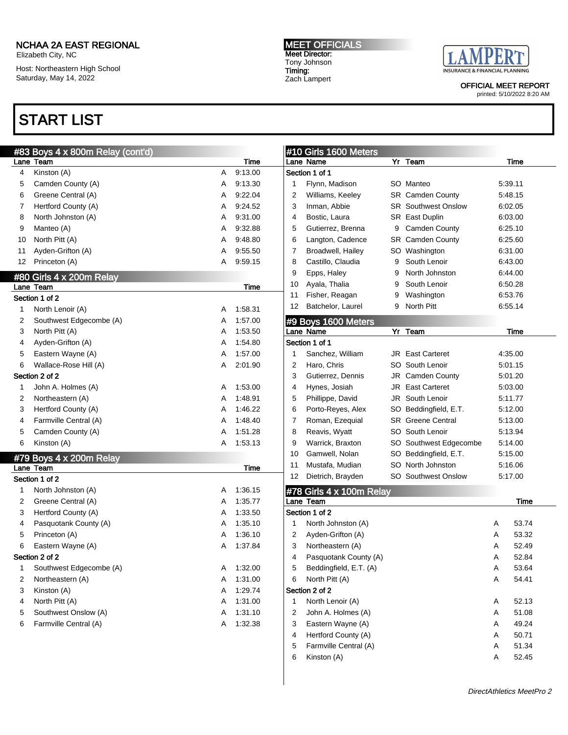NCHAA 2A EAST REGIONAL
Elizabeth City, NC

Host: Northeastern High School
Saturday, May 14, 2022

**MEET OFFICIALS**
Meet Director:
Tony Johnson
Timing:
Zach Lampert

OFFICIAL MEET REPORT
printed: 5/10/2022 8:20 AM

# START LIST

## #83 Boys 4 x 800m Relay (cont'd)

| Lane | Team | | Time |
|---|---|---|---|
| 4 | Kinston (A) | A | 9:13.00 |
| 5 | Camden County (A) | A | 9:13.30 |
| 6 | Greene Central (A) | A | 9:22.04 |
| 7 | Hertford County (A) | A | 9:24.52 |
| 8 | North Johnston (A) | A | 9:31.00 |
| 9 | Manteo (A) | A | 9:32.88 |
| 10 | North Pitt (A) | A | 9:48.80 |
| 11 | Ayden-Grifton (A) | A | 9:55.50 |
| 12 | Princeton (A) | A | 9:59.15 |

## #80 Girls 4 x 200m Relay

| Lane | Team | | Time |
|---|---|---|---|
| **Section 1 of 2** | | | |
| 1 | North Lenoir (A) | A | 1:58.31 |
| 2 | Southwest Edgecombe (A) | A | 1:57.00 |
| 3 | North Pitt (A) | A | 1:53.50 |
| 4 | Ayden-Grifton (A) | A | 1:54.80 |
| 5 | Eastern Wayne (A) | A | 1:57.00 |
| 6 | Wallace-Rose Hill (A) | A | 2:01.90 |
| **Section 2 of 2** | | | |
| 1 | John A. Holmes (A) | A | 1:53.00 |
| 2 | Northeastern (A) | A | 1:48.91 |
| 3 | Hertford County (A) | A | 1:46.22 |
| 4 | Farmville Central (A) | A | 1:48.40 |
| 5 | Camden County (A) | A | 1:51.28 |
| 6 | Kinston (A) | A | 1:53.13 |

## #79 Boys 4 x 200m Relay

| Lane | Team | | Time |
|---|---|---|---|
| **Section 1 of 2** | | | |
| 1 | North Johnston (A) | A | 1:36.15 |
| 2 | Greene Central (A) | A | 1:35.77 |
| 3 | Hertford County (A) | A | 1:33.50 |
| 4 | Pasquotank County (A) | A | 1:35.10 |
| 5 | Princeton (A) | A | 1:36.10 |
| 6 | Eastern Wayne (A) | A | 1:37.84 |
| **Section 2 of 2** | | | |
| 1 | Southwest Edgecombe (A) | A | 1:32.00 |
| 2 | Northeastern (A) | A | 1:31.00 |
| 3 | Kinston (A) | A | 1:29.74 |
| 4 | North Pitt (A) | A | 1:31.00 |
| 5 | Southwest Onslow (A) | A | 1:31.10 |
| 6 | Farmville Central (A) | A | 1:32.38 |

## #10 Girls 1600 Meters

| Lane | Name | Yr | Team | Time |
|---|---|---|---|---|
| **Section 1 of 1** | | | | |
| 1 | Flynn, Madison | SO | Manteo | 5:39.11 |
| 2 | Williams, Keeley | SR | Camden County | 5:48.15 |
| 3 | Inman, Abbie | SR | Southwest Onslow | 6:02.05 |
| 4 | Bostic, Laura | SR | East Duplin | 6:03.00 |
| 5 | Gutierrez, Brenna | 9 | Camden County | 6:25.10 |
| 6 | Langton, Cadence | SR | Camden County | 6:25.60 |
| 7 | Broadwell, Hailey | SO | Washington | 6:31.00 |
| 8 | Castillo, Claudia | 9 | South Lenoir | 6:43.00 |
| 9 | Epps, Haley | 9 | North Johnston | 6:44.00 |
| 10 | Ayala, Thalia | 9 | South Lenoir | 6:50.28 |
| 11 | Fisher, Reagan | 9 | Washington | 6:53.76 |
| 12 | Batchelor, Laurel | 9 | North Pitt | 6:55.14 |

## #9 Boys 1600 Meters

| Lane | Name | Yr | Team | Time |
|---|---|---|---|---|
| **Section 1 of 1** | | | | |
| 1 | Sanchez, William | JR | East Carteret | 4:35.00 |
| 2 | Haro, Chris | SO | South Lenoir | 5:01.15 |
| 3 | Gutierrez, Dennis | JR | Camden County | 5:01.20 |
| 4 | Hynes, Josiah | JR | East Carteret | 5:03.00 |
| 5 | Phillippe, David | JR | South Lenoir | 5:11.77 |
| 6 | Porto-Reyes, Alex | SO | Beddingfield, E.T. | 5:12.00 |
| 7 | Roman, Ezequial | SR | Greene Central | 5:13.00 |
| 8 | Reavis, Wyatt | SO | South Lenoir | 5:13.94 |
| 9 | Warrick, Braxton | SO | Southwest Edgecombe | 5:14.00 |
| 10 | Gamwell, Nolan | SO | Beddingfield, E.T. | 5:15.00 |
| 11 | Mustafa, Mudian | SO | North Johnston | 5:16.06 |
| 12 | Dietrich, Brayden | SO | Southwest Onslow | 5:17.00 |

## #78 Girls 4 x 100m Relay

| Lane | Team | | Time |
|---|---|---|---|
| **Section 1 of 2** | | | |
| 1 | North Johnston (A) | A | 53.74 |
| 2 | Ayden-Grifton (A) | A | 53.32 |
| 3 | Northeastern (A) | A | 52.49 |
| 4 | Pasquotank County (A) | A | 52.84 |
| 5 | Beddingfield, E.T. (A) | A | 53.64 |
| 6 | North Pitt (A) | A | 54.41 |
| **Section 2 of 2** | | | |
| 1 | North Lenoir (A) | A | 52.13 |
| 2 | John A. Holmes (A) | A | 51.08 |
| 3 | Eastern Wayne (A) | A | 49.24 |
| 4 | Hertford County (A) | A | 50.71 |
| 5 | Farmville Central (A) | A | 51.34 |
| 6 | Kinston (A) | A | 52.45 |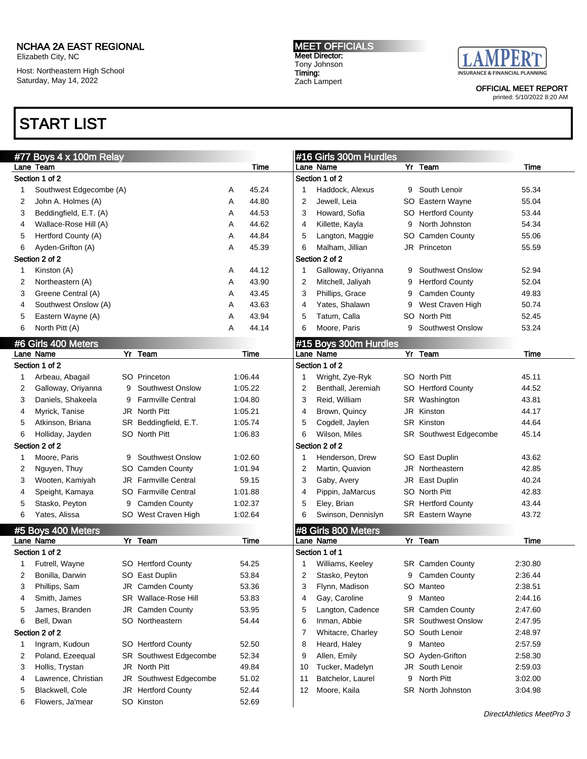# NCHAA 2A EAST REGIONAL

Elizabeth City, NC

Host: Northeastern High School
Saturday, May 14, 2022

**MEET OFFICIALS**
Meet Director:
Tony Johnson
Timing:
Zach Lampert

OFFICIAL MEET REPORT
printed: 5/10/2022 8:20 AM

## START LIST

### #77 Boys 4 x 100m Relay

| Lane | Team | | Time |
|---|---|---|---|
| **Section 1 of 2** | | | |
| 1 | Southwest Edgecombe (A) | A | 45.24 |
| 2 | John A. Holmes (A) | A | 44.80 |
| 3 | Beddingfield, E.T. (A) | A | 44.53 |
| 4 | Wallace-Rose Hill (A) | A | 44.62 |
| 5 | Hertford County (A) | A | 44.84 |
| 6 | Ayden-Grifton (A) | A | 45.39 |
| **Section 2 of 2** | | | |
| 1 | Kinston (A) | A | 44.12 |
| 2 | Northeastern (A) | A | 43.90 |
| 3 | Greene Central (A) | A | 43.45 |
| 4 | Southwest Onslow (A) | A | 43.63 |
| 5 | Eastern Wayne (A) | A | 43.94 |
| 6 | North Pitt (A) | A | 44.14 |

### #6 Girls 400 Meters

| Lane | Name | Yr | Team | Time |
|---|---|---|---|---|
| **Section 1 of 2** | | | | |
| 1 | Arbeau, Abagail | SO | Princeton | 1:06.44 |
| 2 | Galloway, Oriyanna | 9 | Southwest Onslow | 1:05.22 |
| 3 | Daniels, Shakeela | 9 | Farmville Central | 1:04.80 |
| 4 | Myrick, Tanise | JR | North Pitt | 1:05.21 |
| 5 | Atkinson, Briana | SR | Beddingfield, E.T. | 1:05.74 |
| 6 | Holliday, Jayden | SO | North Pitt | 1:06.83 |
| **Section 2 of 2** | | | | |
| 1 | Moore, Paris | 9 | Southwest Onslow | 1:02.60 |
| 2 | Nguyen, Thuy | SO | Camden County | 1:01.94 |
| 3 | Wooten, Kamiyah | JR | Farmville Central | 59.15 |
| 4 | Speight, Kamaya | SO | Farmville Central | 1:01.88 |
| 5 | Stasko, Peyton | 9 | Camden County | 1:02.37 |
| 6 | Yates, Alissa | SO | West Craven High | 1:02.64 |

### #5 Boys 400 Meters

| Lane | Name | Yr | Team | Time |
|---|---|---|---|---|
| **Section 1 of 2** | | | | |
| 1 | Futrell, Wayne | SO | Hertford County | 54.25 |
| 2 | Bonilla, Darwin | SO | East Duplin | 53.84 |
| 3 | Phillips, Sam | JR | Camden County | 53.36 |
| 4 | Smith, James | SR | Wallace-Rose Hill | 53.83 |
| 5 | James, Branden | JR | Camden County | 53.95 |
| 6 | Bell, Dwan | SO | Northeastern | 54.44 |
| **Section 2 of 2** | | | | |
| 1 | Ingram, Kudoun | SO | Hertford County | 52.50 |
| 2 | Poland, Ezeequal | SR | Southwest Edgecombe | 52.34 |
| 3 | Hollis, Trystan | JR | North Pitt | 49.84 |
| 4 | Lawrence, Christian | JR | Southwest Edgecombe | 51.02 |
| 5 | Blackwell, Cole | JR | Hertford County | 52.44 |
| 6 | Flowers, Ja'mear | SO | Kinston | 52.69 |

### #16 Girls 300m Hurdles

| Lane | Name | Yr | Team | Time |
|---|---|---|---|---|
| **Section 1 of 2** | | | | |
| 1 | Haddock, Alexus | 9 | South Lenoir | 55.34 |
| 2 | Jewell, Leia | SO | Eastern Wayne | 55.04 |
| 3 | Howard, Sofia | SO | Hertford County | 53.44 |
| 4 | Killette, Kayla | 9 | North Johnston | 54.34 |
| 5 | Langton, Maggie | SO | Camden County | 55.06 |
| 6 | Malham, Jillian | JR | Princeton | 55.59 |
| **Section 2 of 2** | | | | |
| 1 | Galloway, Oriyanna | 9 | Southwest Onslow | 52.94 |
| 2 | Mitchell, Jaliyah | 9 | Hertford County | 52.04 |
| 3 | Phillips, Grace | 9 | Camden County | 49.83 |
| 4 | Yates, Shalawn | 9 | West Craven High | 50.74 |
| 5 | Tatum, Calla | SO | North Pitt | 52.45 |
| 6 | Moore, Paris | 9 | Southwest Onslow | 53.24 |

### #15 Boys 300m Hurdles

| Lane | Name | Yr | Team | Time |
|---|---|---|---|---|
| **Section 1 of 2** | | | | |
| 1 | Wright, Zye-Ryk | SO | North Pitt | 45.11 |
| 2 | Benthall, Jeremiah | SO | Hertford County | 44.52 |
| 3 | Reid, William | SR | Washington | 43.81 |
| 4 | Brown, Quincy | JR | Kinston | 44.17 |
| 5 | Cogdell, Jaylen | SR | Kinston | 44.64 |
| 6 | Wilson, Miles | SR | Southwest Edgecombe | 45.14 |
| **Section 2 of 2** | | | | |
| 1 | Henderson, Drew | SO | East Duplin | 43.62 |
| 2 | Martin, Quavion | JR | Northeastern | 42.85 |
| 3 | Gaby, Avery | JR | East Duplin | 40.24 |
| 4 | Pippin, JaMarcus | SO | North Pitt | 42.83 |
| 5 | Eley, Brian | SR | Hertford County | 43.44 |
| 6 | Swinson, Dennislyn | SR | Eastern Wayne | 43.72 |

### #8 Girls 800 Meters

| Lane | Name | Yr | Team | Time |
|---|---|---|---|---|
| **Section 1 of 1** | | | | |
| 1 | Williams, Keeley | SR | Camden County | 2:30.80 |
| 2 | Stasko, Peyton | 9 | Camden County | 2:36.44 |
| 3 | Flynn, Madison | SO | Manteo | 2:38.51 |
| 4 | Gay, Caroline | 9 | Manteo | 2:44.16 |
| 5 | Langton, Cadence | SR | Camden County | 2:47.60 |
| 6 | Inman, Abbie | SR | Southwest Onslow | 2:47.95 |
| 7 | Whitacre, Charley | SO | South Lenoir | 2:48.97 |
| 8 | Heard, Haley | 9 | Manteo | 2:57.59 |
| 9 | Allen, Emily | SO | Ayden-Grifton | 2:58.30 |
| 10 | Tucker, Madelyn | JR | South Lenoir | 2:59.03 |
| 11 | Batchelor, Laurel | 9 | North Pitt | 3:02.00 |
| 12 | Moore, Kaila | SR | North Johnston | 3:04.98 |

*DirectAthletics MeetPro 3*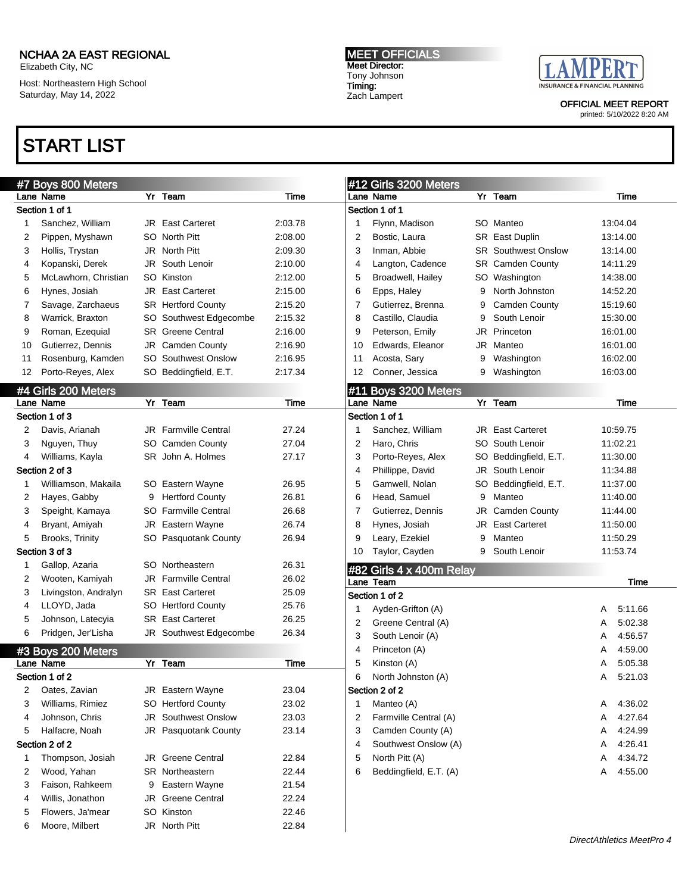NCHAA 2A EAST REGIONAL
Elizabeth City, NC

Host: Northeastern High School
Saturday, May 14, 2022

**MEET OFFICIALS**
**Meet Director:**
Tony Johnson
**Timing:**
Zach Lampert

LAMPERT INSURANCE & FINANCIAL PLANNING

OFFICIAL MEET REPORT
printed: 5/10/2022 8:20 AM

# START LIST

## #7 Boys 800 Meters

| Lane | Name | Yr | Team | Time |
|---|---|---|---|---|
| **Section 1 of 1** | | | | |
| 1 | Sanchez, William | JR | East Carteret | 2:03.78 |
| 2 | Pippen, Myshawn | SO | North Pitt | 2:08.00 |
| 3 | Hollis, Trystan | JR | North Pitt | 2:09.30 |
| 4 | Kopanski, Derek | JR | South Lenoir | 2:10.00 |
| 5 | McLawhorn, Christian | SO | Kinston | 2:12.00 |
| 6 | Hynes, Josiah | JR | East Carteret | 2:15.00 |
| 7 | Savage, Zarchaeus | SR | Hertford County | 2:15.20 |
| 8 | Warrick, Braxton | SO | Southwest Edgecombe | 2:15.32 |
| 9 | Roman, Ezequial | SR | Greene Central | 2:16.00 |
| 10 | Gutierrez, Dennis | JR | Camden County | 2:16.90 |
| 11 | Rosenburg, Kamden | SO | Southwest Onslow | 2:16.95 |
| 12 | Porto-Reyes, Alex | SO | Beddingfield, E.T. | 2:17.34 |

## #4 Girls 200 Meters

| Lane | Name | Yr | Team | Time |
|---|---|---|---|---|
| **Section 1 of 3** | | | | |
| 2 | Davis, Arianah | JR | Farmville Central | 27.24 |
| 3 | Nguyen, Thuy | SO | Camden County | 27.04 |
| 4 | Williams, Kayla | SR | John A. Holmes | 27.17 |
| **Section 2 of 3** | | | | |
| 1 | Williamson, Makaila | SO | Eastern Wayne | 26.95 |
| 2 | Hayes, Gabby | 9 | Hertford County | 26.81 |
| 3 | Speight, Kamaya | SO | Farmville Central | 26.68 |
| 4 | Bryant, Amiyah | JR | Eastern Wayne | 26.74 |
| 5 | Brooks, Trinity | SO | Pasquotank County | 26.94 |
| **Section 3 of 3** | | | | |
| 1 | Gallop, Azaria | SO | Northeastern | 26.31 |
| 2 | Wooten, Kamiyah | JR | Farmville Central | 26.02 |
| 3 | Livingston, Andralyn | SR | East Carteret | 25.09 |
| 4 | LLOYD, Jada | SO | Hertford County | 25.76 |
| 5 | Johnson, Latecyia | SR | East Carteret | 26.25 |
| 6 | Pridgen, Jer'Lisha | JR | Southwest Edgecombe | 26.34 |

## #3 Boys 200 Meters

| Lane | Name | Yr | Team | Time |
|---|---|---|---|---|
| **Section 1 of 2** | | | | |
| 2 | Oates, Zavian | JR | Eastern Wayne | 23.04 |
| 3 | Williams, Rimiez | SO | Hertford County | 23.02 |
| 4 | Johnson, Chris | JR | Southwest Onslow | 23.03 |
| 5 | Halfacre, Noah | JR | Pasquotank County | 23.14 |
| **Section 2 of 2** | | | | |
| 1 | Thompson, Josiah | JR | Greene Central | 22.84 |
| 2 | Wood, Yahan | SR | Northeastern | 22.44 |
| 3 | Faison, Rahkeem | 9 | Eastern Wayne | 21.54 |
| 4 | Willis, Jonathon | JR | Greene Central | 22.24 |
| 5 | Flowers, Ja'mear | SO | Kinston | 22.46 |
| 6 | Moore, Milbert | JR | North Pitt | 22.84 |

## #12 Girls 3200 Meters

| Lane | Name | Yr | Team | Time |
|---|---|---|---|---|
| **Section 1 of 1** | | | | |
| 1 | Flynn, Madison | SO | Manteo | 13:04.04 |
| 2 | Bostic, Laura | SR | East Duplin | 13:14.00 |
| 3 | Inman, Abbie | SR | Southwest Onslow | 13:14.00 |
| 4 | Langton, Cadence | SR | Camden County | 14:11.29 |
| 5 | Broadwell, Hailey | SO | Washington | 14:38.00 |
| 6 | Epps, Haley | 9 | North Johnston | 14:52.20 |
| 7 | Gutierrez, Brenna | 9 | Camden County | 15:19.60 |
| 8 | Castillo, Claudia | 9 | South Lenoir | 15:30.00 |
| 9 | Peterson, Emily | JR | Princeton | 16:01.00 |
| 10 | Edwards, Eleanor | JR | Manteo | 16:01.00 |
| 11 | Acosta, Sary | 9 | Washington | 16:02.00 |
| 12 | Conner, Jessica | 9 | Washington | 16:03.00 |

## #11 Boys 3200 Meters

| Lane | Name | Yr | Team | Time |
|---|---|---|---|---|
| **Section 1 of 1** | | | | |
| 1 | Sanchez, William | JR | East Carteret | 10:59.75 |
| 2 | Haro, Chris | SO | South Lenoir | 11:02.21 |
| 3 | Porto-Reyes, Alex | SO | Beddingfield, E.T. | 11:30.00 |
| 4 | Phillippe, David | JR | South Lenoir | 11:34.88 |
| 5 | Gamwell, Nolan | SO | Beddingfield, E.T. | 11:37.00 |
| 6 | Head, Samuel | 9 | Manteo | 11:40.00 |
| 7 | Gutierrez, Dennis | JR | Camden County | 11:44.00 |
| 8 | Hynes, Josiah | JR | East Carteret | 11:50.00 |
| 9 | Leary, Ezekiel | 9 | Manteo | 11:50.29 |
| 10 | Taylor, Cayden | 9 | South Lenoir | 11:53.74 |

## #82 Girls 4 x 400m Relay

| Lane | Team | | Time |
|---|---|---|---|
| **Section 1 of 2** | | | |
| 1 | Ayden-Grifton (A) | A | 5:11.66 |
| 2 | Greene Central (A) | A | 5:02.38 |
| 3 | South Lenoir (A) | A | 4:56.57 |
| 4 | Princeton (A) | A | 4:59.00 |
| 5 | Kinston (A) | A | 5:05.38 |
| 6 | North Johnston (A) | A | 5:21.03 |
| **Section 2 of 2** | | | |
| 1 | Manteo (A) | A | 4:36.02 |
| 2 | Farmville Central (A) | A | 4:27.64 |
| 3 | Camden County (A) | A | 4:24.99 |
| 4 | Southwest Onslow (A) | A | 4:26.41 |
| 5 | North Pitt (A) | A | 4:34.72 |
| 6 | Beddingfield, E.T. (A) | A | 4:55.00 |

*DirectAthletics MeetPro 4*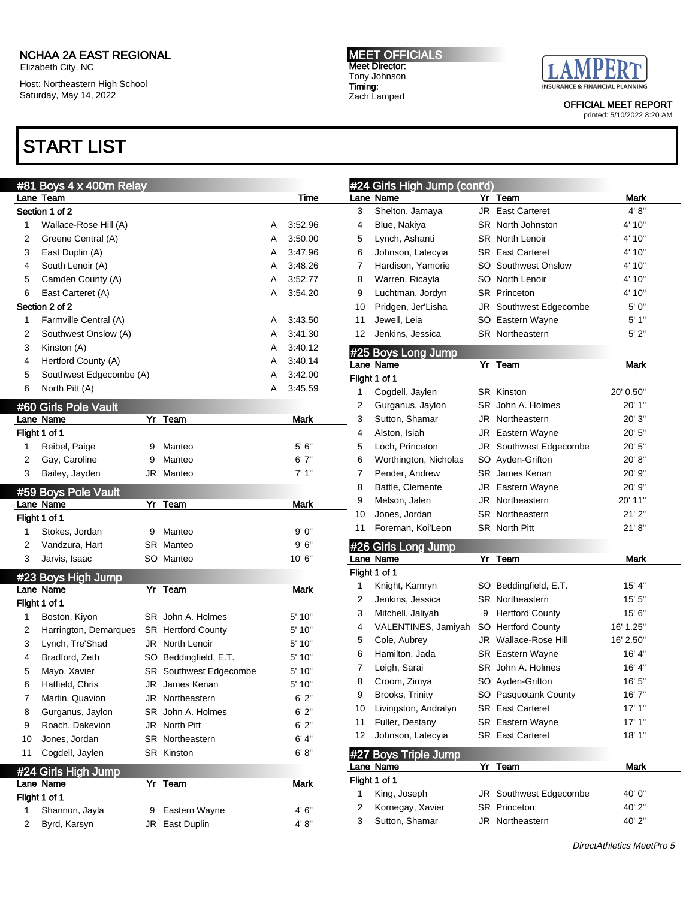NCHAA 2A EAST REGIONAL
Elizabeth City, NC

Host: Northeastern High School
Saturday, May 14, 2022

**MEET OFFICIALS**
Meet Director:
Tony Johnson
Timing:
Zach Lampert

OFFICIAL MEET REPORT
printed: 5/10/2022 8:20 AM

# START LIST

## #81 Boys 4 x 400m Relay

| Lane | Team | | Time |
|---|---|---|---|
| **Section 1 of 2** | | | |
| 1 | Wallace-Rose Hill (A) | A | 3:52.96 |
| 2 | Greene Central (A) | A | 3:50.00 |
| 3 | East Duplin (A) | A | 3:47.96 |
| 4 | South Lenoir (A) | A | 3:48.26 |
| 5 | Camden County (A) | A | 3:52.77 |
| 6 | East Carteret (A) | A | 3:54.20 |
| **Section 2 of 2** | | | |
| 1 | Farmville Central (A) | A | 3:43.50 |
| 2 | Southwest Onslow (A) | A | 3:41.30 |
| 3 | Kinston (A) | A | 3:40.12 |
| 4 | Hertford County (A) | A | 3:40.14 |
| 5 | Southwest Edgecombe (A) | A | 3:42.00 |
| 6 | North Pitt (A) | A | 3:45.59 |

## #60 Girls Pole Vault

| Lane | Name | Yr | Team | Mark |
|---|---|---|---|---|
| **Flight 1 of 1** | | | | |
| 1 | Reibel, Paige | 9 | Manteo | 5' 6" |
| 2 | Gay, Caroline | 9 | Manteo | 6' 7" |
| 3 | Bailey, Jayden | JR | Manteo | 7' 1" |

## #59 Boys Pole Vault

| Lane | Name | Yr | Team | Mark |
|---|---|---|---|---|
| **Flight 1 of 1** | | | | |
| 1 | Stokes, Jordan | 9 | Manteo | 9' 0" |
| 2 | Vandzura, Hart | SR | Manteo | 9' 6" |
| 3 | Jarvis, Isaac | SO | Manteo | 10' 6" |

## #23 Boys High Jump

| Lane | Name | Yr | Team | Mark |
|---|---|---|---|---|
| **Flight 1 of 1** | | | | |
| 1 | Boston, Kiyon | SR | John A. Holmes | 5' 10" |
| 2 | Harrington, Demarques | SR | Hertford County | 5' 10" |
| 3 | Lynch, Tre'Shad | JR | North Lenoir | 5' 10" |
| 4 | Bradford, Zeth | SO | Beddingfield, E.T. | 5' 10" |
| 5 | Mayo, Xavier | SR | Southwest Edgecombe | 5' 10" |
| 6 | Hatfield, Chris | JR | James Kenan | 5' 10" |
| 7 | Martin, Quavion | JR | Northeastern | 6' 2" |
| 8 | Gurganus, Jaylon | SR | John A. Holmes | 6' 2" |
| 9 | Roach, Dakevion | JR | North Pitt | 6' 2" |
| 10 | Jones, Jordan | SR | Northeastern | 6' 4" |
| 11 | Cogdell, Jaylen | SR | Kinston | 6' 8" |

## #24 Girls High Jump

| Lane | Name | Yr | Team | Mark |
|---|---|---|---|---|
| **Flight 1 of 1** | | | | |
| 1 | Shannon, Jayla | 9 | Eastern Wayne | 4' 6" |
| 2 | Byrd, Karsyn | JR | East Duplin | 4' 8" |
| 3 | Shelton, Jamaya | JR | East Carteret | 4' 8" |
| 4 | Blue, Nakiya | SR | North Johnston | 4' 10" |
| 5 | Lynch, Ashanti | SR | North Lenoir | 4' 10" |
| 6 | Johnson, Latecyia | SR | East Carteret | 4' 10" |
| 7 | Hardison, Yamorie | SO | Southwest Onslow | 4' 10" |
| 8 | Warren, Ricayla | SO | North Lenoir | 4' 10" |
| 9 | Luchtman, Jordyn | SR | Princeton | 4' 10" |
| 10 | Pridgen, Jer'Lisha | JR | Southwest Edgecombe | 5' 0" |
| 11 | Jewell, Leia | SO | Eastern Wayne | 5' 1" |
| 12 | Jenkins, Jessica | SR | Northeastern | 5' 2" |

## #25 Boys Long Jump

| Lane | Name | Yr | Team | Mark |
|---|---|---|---|---|
| **Flight 1 of 1** | | | | |
| 1 | Cogdell, Jaylen | SR | Kinston | 20' 0.50" |
| 2 | Gurganus, Jaylon | SR | John A. Holmes | 20' 1" |
| 3 | Sutton, Shamar | JR | Northeastern | 20' 3" |
| 4 | Alston, Isiah | JR | Eastern Wayne | 20' 5" |
| 5 | Loch, Princeton | JR | Southwest Edgecombe | 20' 5" |
| 6 | Worthington, Nicholas | SO | Ayden-Grifton | 20' 8" |
| 7 | Pender, Andrew | SR | James Kenan | 20' 9" |
| 8 | Battle, Clemente | JR | Eastern Wayne | 20' 9" |
| 9 | Melson, Jalen | JR | Northeastern | 20' 11" |
| 10 | Jones, Jordan | SR | Northeastern | 21' 2" |
| 11 | Foreman, Koi'Leon | SR | North Pitt | 21' 8" |

## #26 Girls Long Jump

| Lane | Name | Yr | Team | Mark |
|---|---|---|---|---|
| **Flight 1 of 1** | | | | |
| 1 | Knight, Kamryn | SO | Beddingfield, E.T. | 15' 4" |
| 2 | Jenkins, Jessica | SR | Northeastern | 15' 5" |
| 3 | Mitchell, Jaliyah | 9 | Hertford County | 15' 6" |
| 4 | VALENTINES, Jamiyah | SO | Hertford County | 16' 1.25" |
| 5 | Cole, Aubrey | JR | Wallace-Rose Hill | 16' 2.50" |
| 6 | Hamilton, Jada | SR | Eastern Wayne | 16' 4" |
| 7 | Leigh, Sarai | SR | John A. Holmes | 16' 4" |
| 8 | Croom, Zimya | SO | Ayden-Grifton | 16' 5" |
| 9 | Brooks, Trinity | SO | Pasquotank County | 16' 7" |
| 10 | Livingston, Andralyn | SR | East Carteret | 17' 1" |
| 11 | Fuller, Destany | SR | Eastern Wayne | 17' 1" |
| 12 | Johnson, Latecyia | SR | East Carteret | 18' 1" |

## #27 Boys Triple Jump

| Lane | Name | Yr | Team | Mark |
|---|---|---|---|---|
| **Flight 1 of 1** | | | | |
| 1 | King, Joseph | JR | Southwest Edgecombe | 40' 0" |
| 2 | Kornegay, Xavier | SR | Princeton | 40' 2" |
| 3 | Sutton, Shamar | JR | Northeastern | 40' 2" |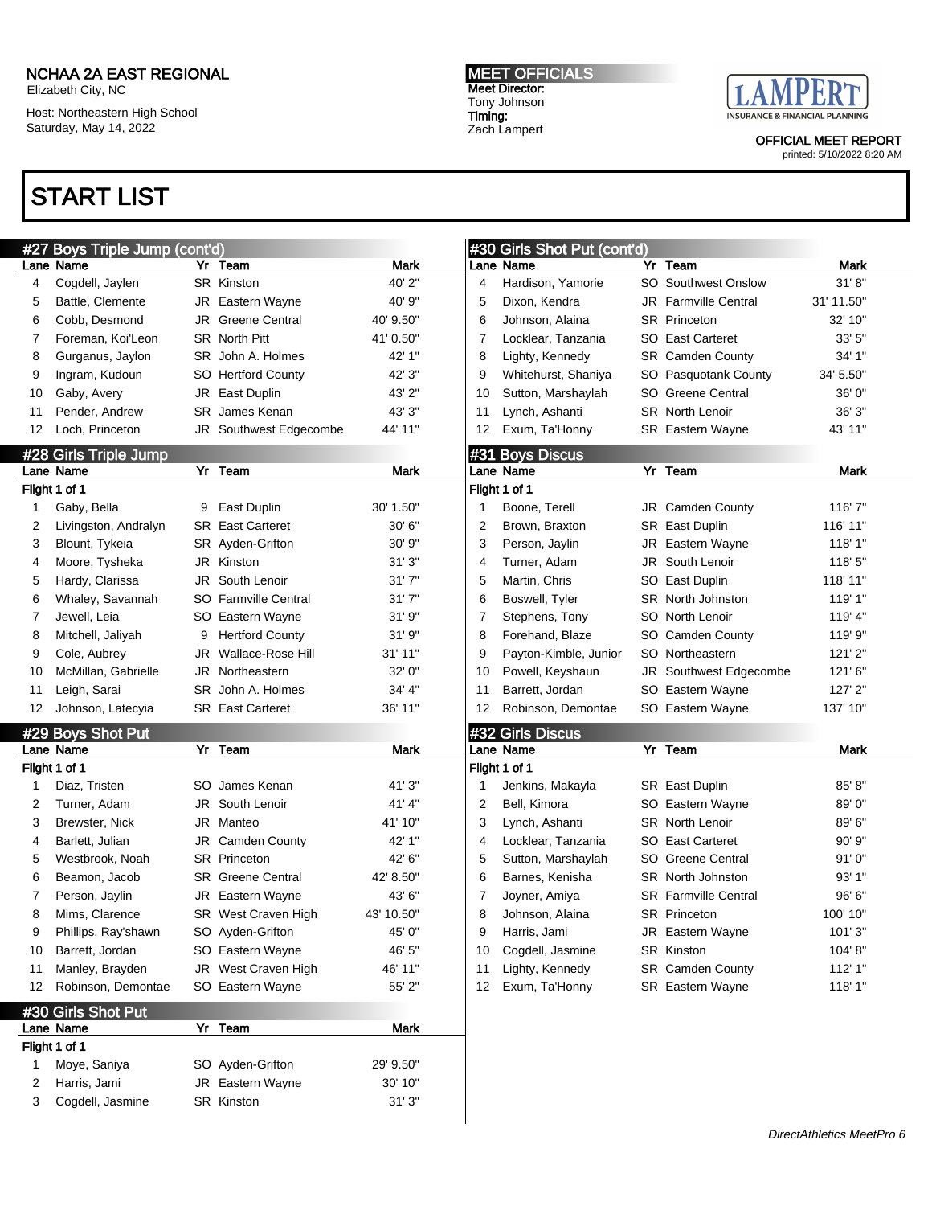NCHAA 2A EAST REGIONAL
Elizabeth City, NC

Host: Northeastern High School
Saturday, May 14, 2022

MEET OFFICIALS
Meet Director:
Tony Johnson
Timing:
Zach Lampert

LAMPERT INSURANCE & FINANCIAL PLANNING

OFFICIAL MEET REPORT
printed: 5/10/2022 8:20 AM

# START LIST

## #27 Boys Triple Jump (cont'd)

| Lane | Name | Yr | Team | Mark |
|---|---|---|---|---|
| 4 | Cogdell, Jaylen | SR | Kinston | 40' 2" |
| 5 | Battle, Clemente | JR | Eastern Wayne | 40' 9" |
| 6 | Cobb, Desmond | JR | Greene Central | 40' 9.50" |
| 7 | Foreman, Koi'Leon | SR | North Pitt | 41' 0.50" |
| 8 | Gurganus, Jaylon | SR | John A. Holmes | 42' 1" |
| 9 | Ingram, Kudoun | SO | Hertford County | 42' 3" |
| 10 | Gaby, Avery | JR | East Duplin | 43' 2" |
| 11 | Pender, Andrew | SR | James Kenan | 43' 3" |
| 12 | Loch, Princeton | JR | Southwest Edgecombe | 44' 11" |

## #28 Girls Triple Jump

Flight 1 of 1

| Lane | Name | Yr | Team | Mark |
|---|---|---|---|---|
| 1 | Gaby, Bella | 9 | East Duplin | 30' 1.50" |
| 2 | Livingston, Andralyn | SR | East Carteret | 30' 6" |
| 3 | Blount, Tykeia | SR | Ayden-Grifton | 30' 9" |
| 4 | Moore, Tysheka | JR | Kinston | 31' 3" |
| 5 | Hardy, Clarissa | JR | South Lenoir | 31' 7" |
| 6 | Whaley, Savannah | SO | Farmville Central | 31' 7" |
| 7 | Jewell, Leia | SO | Eastern Wayne | 31' 9" |
| 8 | Mitchell, Jaliyah | 9 | Hertford County | 31' 9" |
| 9 | Cole, Aubrey | JR | Wallace-Rose Hill | 31' 11" |
| 10 | McMillan, Gabrielle | JR | Northeastern | 32' 0" |
| 11 | Leigh, Sarai | SR | John A. Holmes | 34' 4" |
| 12 | Johnson, Latecyia | SR | East Carteret | 36' 11" |

## #29 Boys Shot Put

Flight 1 of 1

| Lane | Name | Yr | Team | Mark |
|---|---|---|---|---|
| 1 | Diaz, Tristen | SO | James Kenan | 41' 3" |
| 2 | Turner, Adam | JR | South Lenoir | 41' 4" |
| 3 | Brewster, Nick | JR | Manteo | 41' 10" |
| 4 | Barlett, Julian | JR | Camden County | 42' 1" |
| 5 | Westbrook, Noah | SR | Princeton | 42' 6" |
| 6 | Beamon, Jacob | SR | Greene Central | 42' 8.50" |
| 7 | Person, Jaylin | JR | Eastern Wayne | 43' 6" |
| 8 | Mims, Clarence | SR | West Craven High | 43' 10.50" |
| 9 | Phillips, Ray'shawn | SO | Ayden-Grifton | 45' 0" |
| 10 | Barrett, Jordan | SO | Eastern Wayne | 46' 5" |
| 11 | Manley, Brayden | JR | West Craven High | 46' 11" |
| 12 | Robinson, Demontae | SO | Eastern Wayne | 55' 2" |

## #30 Girls Shot Put

Flight 1 of 1

| Lane | Name | Yr | Team | Mark |
|---|---|---|---|---|
| 1 | Moye, Saniya | SO | Ayden-Grifton | 29' 9.50" |
| 2 | Harris, Jami | JR | Eastern Wayne | 30' 10" |
| 3 | Cogdell, Jasmine | SR | Kinston | 31' 3" |
| 4 | Hardison, Yamorie | SO | Southwest Onslow | 31' 8" |
| 5 | Dixon, Kendra | JR | Farmville Central | 31' 11.50" |
| 6 | Johnson, Alaina | SR | Princeton | 32' 10" |
| 7 | Locklear, Tanzania | SO | East Carteret | 33' 5" |
| 8 | Lighty, Kennedy | SR | Camden County | 34' 1" |
| 9 | Whitehurst, Shaniya | SO | Pasquotank County | 34' 5.50" |
| 10 | Sutton, Marshaylah | SO | Greene Central | 36' 0" |
| 11 | Lynch, Ashanti | SR | North Lenoir | 36' 3" |
| 12 | Exum, Ta'Honny | SR | Eastern Wayne | 43' 11" |

## #31 Boys Discus

Flight 1 of 1

| Lane | Name | Yr | Team | Mark |
|---|---|---|---|---|
| 1 | Boone, Terell | JR | Camden County | 116' 7" |
| 2 | Brown, Braxton | SR | East Duplin | 116' 11" |
| 3 | Person, Jaylin | JR | Eastern Wayne | 118' 1" |
| 4 | Turner, Adam | JR | South Lenoir | 118' 5" |
| 5 | Martin, Chris | SO | East Duplin | 118' 11" |
| 6 | Boswell, Tyler | SR | North Johnston | 119' 1" |
| 7 | Stephens, Tony | SO | North Lenoir | 119' 4" |
| 8 | Forehand, Blaze | SO | Camden County | 119' 9" |
| 9 | Payton-Kimble, Junior | SO | Northeastern | 121' 2" |
| 10 | Powell, Keyshaun | JR | Southwest Edgecombe | 121' 6" |
| 11 | Barrett, Jordan | SO | Eastern Wayne | 127' 2" |
| 12 | Robinson, Demontae | SO | Eastern Wayne | 137' 10" |

## #32 Girls Discus

Flight 1 of 1

| Lane | Name | Yr | Team | Mark |
|---|---|---|---|---|
| 1 | Jenkins, Makayla | SR | East Duplin | 85' 8" |
| 2 | Bell, Kimora | SO | Eastern Wayne | 89' 0" |
| 3 | Lynch, Ashanti | SR | North Lenoir | 89' 6" |
| 4 | Locklear, Tanzania | SO | East Carteret | 90' 9" |
| 5 | Sutton, Marshaylah | SO | Greene Central | 91' 0" |
| 6 | Barnes, Kenisha | SR | North Johnston | 93' 1" |
| 7 | Joyner, Amiya | SR | Farmville Central | 96' 6" |
| 8 | Johnson, Alaina | SR | Princeton | 100' 10" |
| 9 | Harris, Jami | JR | Eastern Wayne | 101' 3" |
| 10 | Cogdell, Jasmine | SR | Kinston | 104' 8" |
| 11 | Lighty, Kennedy | SR | Camden County | 112' 1" |
| 12 | Exum, Ta'Honny | SR | Eastern Wayne | 118' 1" |

*DirectAthletics MeetPro 6*